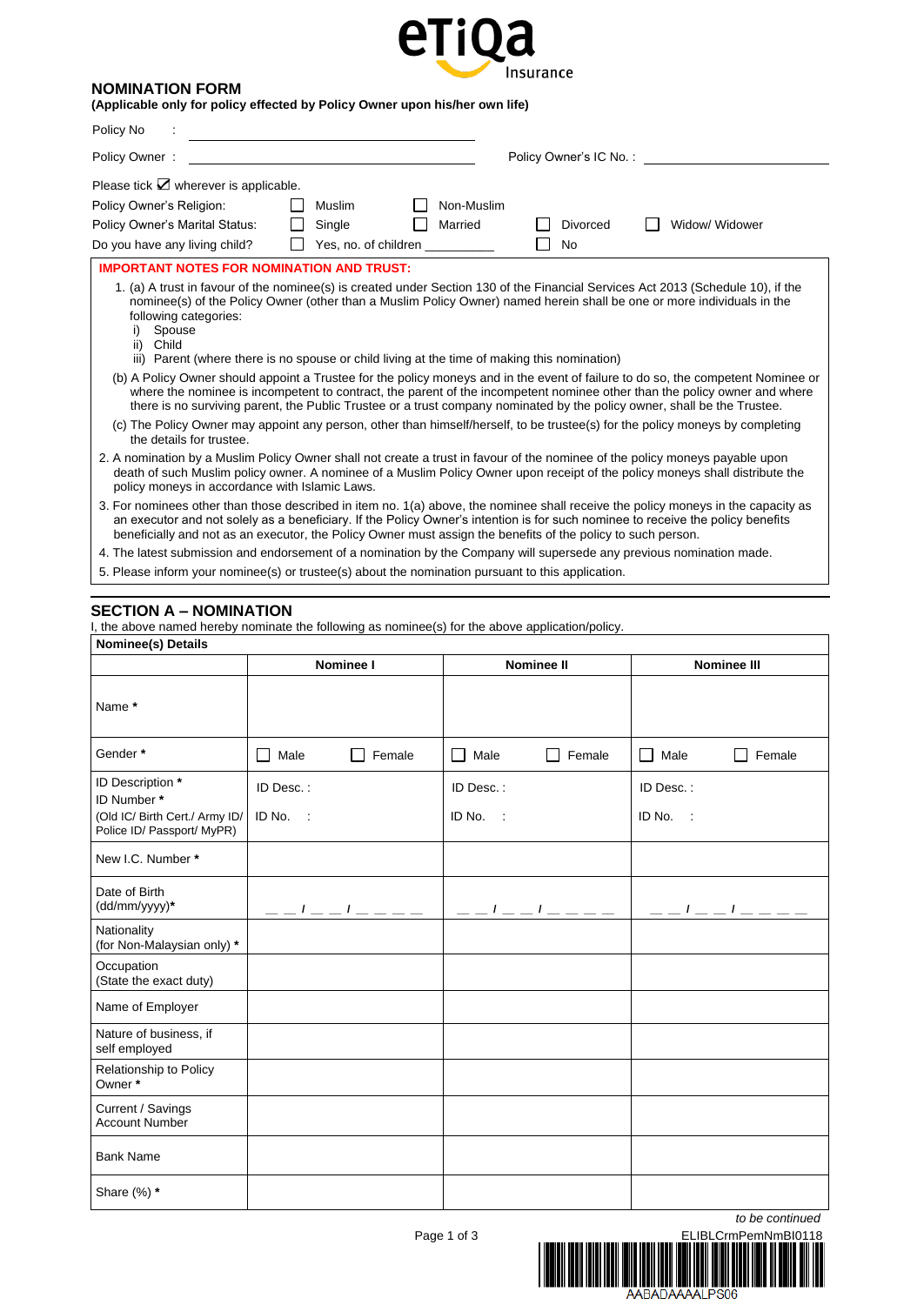# NOMINATION FORM

**(Applicable only for policy effected by Policy Owner upon his/her own life)**

Policy No : ______________________________

Policy Owner : ______________________________ Policy Owner's IC No. : ______________________

Please tick ☑ wherever is applicable.

Policy Owner's Religion: ☐ Muslim ☐ Non-Muslim

Policy Owner's Marital Status: ☐ Single ☐ Married ☐ Divorced ☐ Widow/ Widower

Do you have any living child? ☐ Yes, no. of children __________ ☐ No

**IMPORTANT NOTES FOR NOMINATION AND TRUST:**

1. (a) A trust in favour of the nominee(s) is created under Section 130 of the Financial Services Act 2013 (Schedule 10), if the nominee(s) of the Policy Owner (other than a Muslim Policy Owner) named herein shall be one or more individuals in the following categories:
   i) Spouse
   ii) Child
   iii) Parent (where there is no spouse or child living at the time of making this nomination)

   (b) A Policy Owner should appoint a Trustee for the policy moneys and in the event of failure to do so, the competent Nominee or where the nominee is incompetent to contract, the parent of the incompetent nominee other than the policy owner and where there is no surviving parent, the Public Trustee or a trust company nominated by the policy owner, shall be the Trustee.

   (c) The Policy Owner may appoint any person, other than himself/herself, to be trustee(s) for the policy moneys by completing the details for trustee.
2. A nomination by a Muslim Policy Owner shall not create a trust in favour of the nominee of the policy moneys payable upon death of such Muslim policy owner. A nominee of a Muslim Policy Owner upon receipt of the policy moneys shall distribute the policy moneys in accordance with Islamic Laws.
3. For nominees other than those described in item no. 1(a) above, the nominee shall receive the policy moneys in the capacity as an executor and not solely as a beneficiary. If the Policy Owner's intention is for such nominee to receive the policy benefits beneficially and not as an executor, the Policy Owner must assign the benefits of the policy to such person.
4. The latest submission and endorsement of a nomination by the Company will supersede any previous nomination made.
5. Please inform your nominee(s) or trustee(s) about the nomination pursuant to this application.

## SECTION A – NOMINATION

I, the above named hereby nominate the following as nominee(s) for the above application/policy.

**Nominee(s) Details**

| | Nominee I | Nominee II | Nominee III |
|---|---|---|---|
| Name * | | | |
| Gender * | ☐ Male ☐ Female | ☐ Male ☐ Female | ☐ Male ☐ Female |
| ID Description * ID Number * (Old IC/ Birth Cert./ Army ID/ Police ID/ Passport/ MyPR) | ID Desc. : ID No. : | ID Desc. : ID No. : | ID Desc. : ID No. : |
| New I.C. Number * | | | |
| Date of Birth (dd/mm/yyyy)* | _ _ / _ _ / _ _ _ _ | _ _ / _ _ / _ _ _ _ | _ _ / _ _ / _ _ _ _ |
| Nationality (for Non-Malaysian only) * | | | |
| Occupation (State the exact duty) | | | |
| Name of Employer | | | |
| Nature of business, if self employed | | | |
| Relationship to Policy Owner * | | | |
| Current / Savings Account Number | | | |
| Bank Name | | | |
| Share (%) * | | | |

*to be continued*

ELIBLCrmPemNmBI0118

AABADAAAALPS06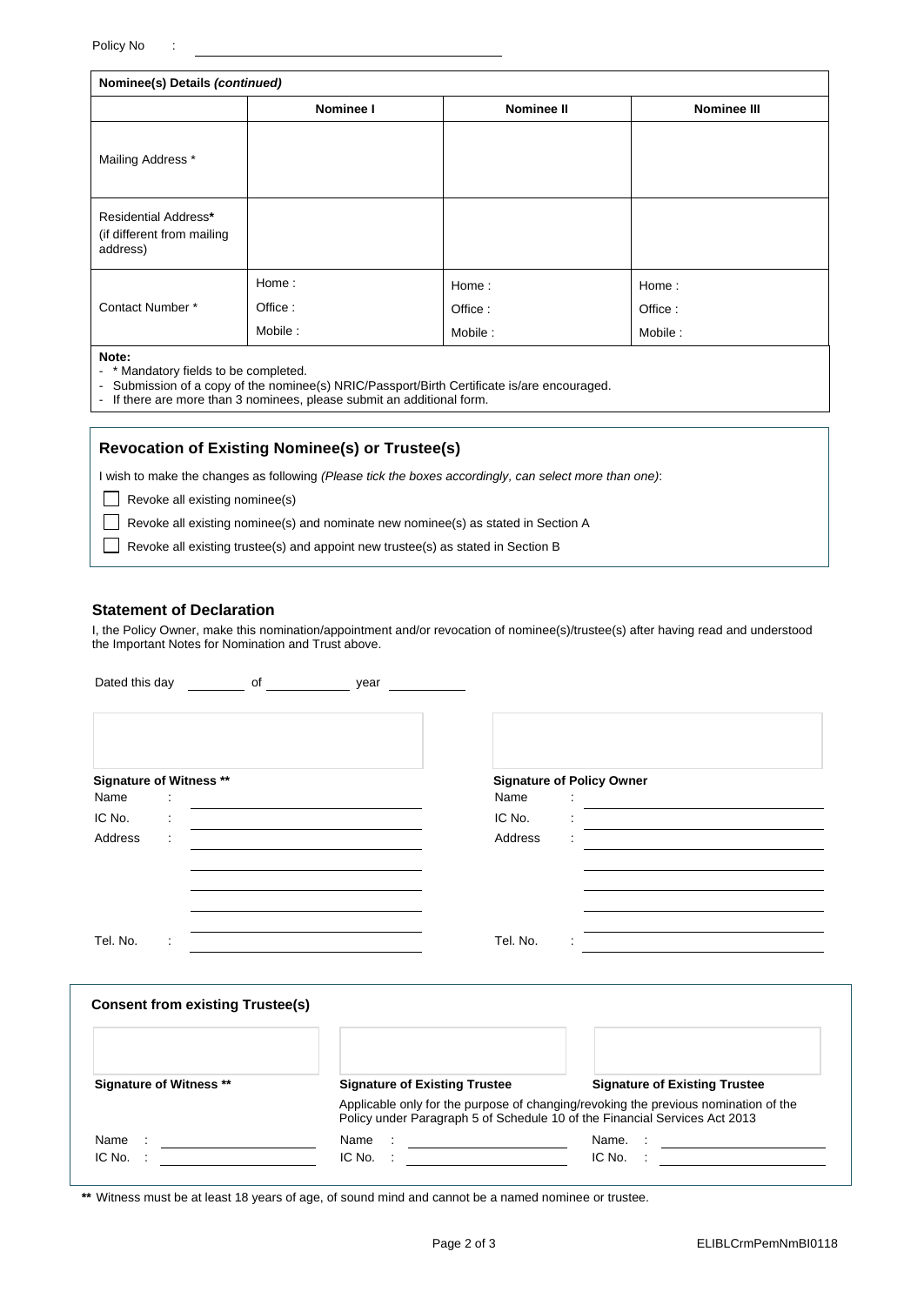Policy No :

**Nominee(s) Details *(continued)***

| | Nominee I | Nominee II | Nominee III |
|---|---|---|---|
| Mailing Address * | | | |
| Residential Address* (if different from mailing address) | | | |
| Contact Number * | Home :<br>Office :<br>Mobile : | Home :<br>Office :<br>Mobile : | Home :<br>Office :<br>Mobile : |

**Note:**

- * Mandatory fields to be completed.
- Submission of a copy of the nominee(s) NRIC/Passport/Birth Certificate is/are encouraged.
- If there are more than 3 nominees, please submit an additional form.

## Revocation of Existing Nominee(s) or Trustee(s)

I wish to make the changes as following *(Please tick the boxes accordingly, can select more than one)*:

- ☐ Revoke all existing nominee(s)
- ☐ Revoke all existing nominee(s) and nominate new nominee(s) as stated in Section A
- ☐ Revoke all existing trustee(s) and appoint new trustee(s) as stated in Section B

## Statement of Declaration

I, the Policy Owner, make this nomination/appointment and/or revocation of nominee(s)/trustee(s) after having read and understood the Important Notes for Nomination and Trust above.

Dated this day ________ of ____________ year ___________

| **Signature of Witness ****| **Signature of Policy Owner** |
|---|---|
| Name : | Name : |
| IC No. : | IC No. : |
| Address : | Address : |
| Tel. No. : | Tel. No. : |

### Consent from existing Trustee(s)

| **Signature of Witness ****| **Signature of Existing Trustee** | **Signature of Existing Trustee** |
|---|---|---|
| | Applicable only for the purpose of changing/revoking the previous nomination of the Policy under Paragraph 5 of Schedule 10 of the Financial Services Act 2013 | |
| Name : | Name : | Name. : |
| IC No. : | IC No. : | IC No. : |

** Witness must be at least 18 years of age, of sound mind and cannot be a named nominee or trustee.

ELIBLCrmPemNmBI0118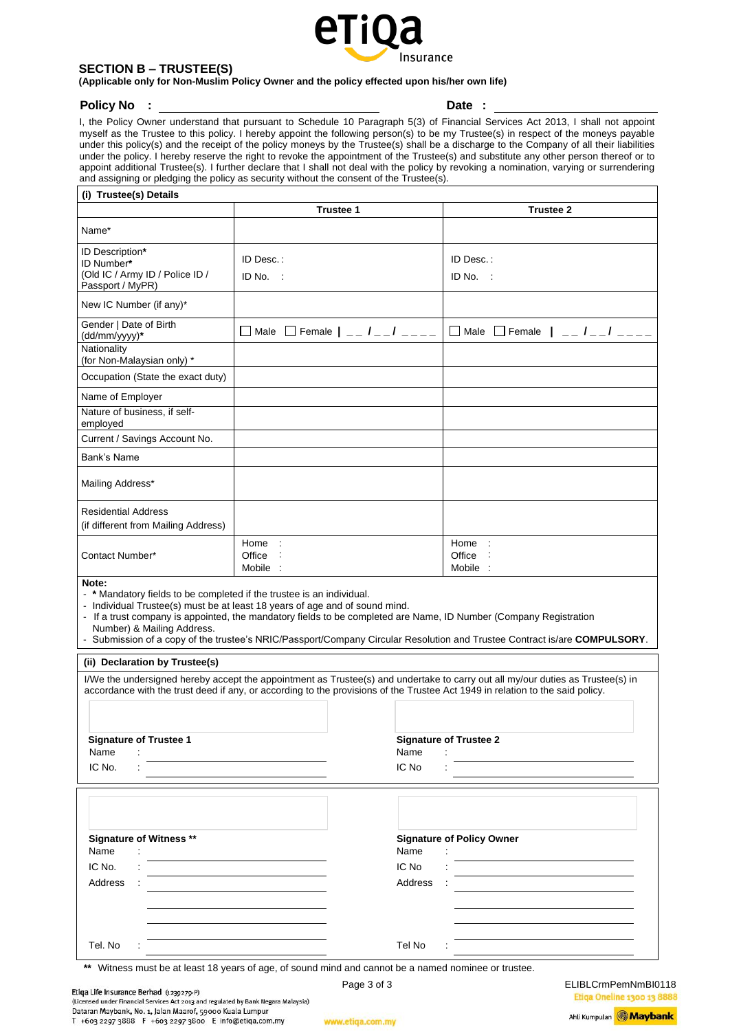## SECTION B – TRUSTEE(S)

**(Applicable only for Non-Muslim Policy Owner and the policy effected upon his/her own life)**

**Policy No :** ______________________ **Date :** ______________________

I, the Policy Owner understand that pursuant to Schedule 10 Paragraph 5(3) of Financial Services Act 2013, I shall not appoint myself as the Trustee to this policy. I hereby appoint the following person(s) to be my Trustee(s) in respect of the moneys payable under this policy(s) and the receipt of the policy moneys by the Trustee(s) shall be a discharge to the Company of all their liabilities under the policy. I hereby reserve the right to revoke the appointment of the Trustee(s) and substitute any other person thereof or to appoint additional Trustee(s). I further declare that I shall not deal with the policy by revoking a nomination, varying or surrendering and assigning or pledging the policy as security without the consent of the Trustee(s).

### (i) Trustee(s) Details

| | Trustee 1 | Trustee 2 |
|---|---|---|
| Name* | | |
| ID Description* ID Number* (Old IC / Army ID / Police ID / Passport / MyPR) | ID Desc. : <br> ID No. : | ID Desc. : <br> ID No. : |
| New IC Number (if any)* | | |
| Gender \| Date of Birth (dd/mm/yyyy)* | ☐ Male ☐ Female \| __ / __ / ____ | ☐ Male ☐ Female \| __ / __ / ____ |
| Nationality (for Non-Malaysian only) * | | |
| Occupation (State the exact duty) | | |
| Name of Employer | | |
| Nature of business, if self-employed | | |
| Current / Savings Account No. | | |
| Bank's Name | | |
| Mailing Address* | | |
| Residential Address (if different from Mailing Address) | | |
| Contact Number* | Home : <br> Office : <br> Mobile : | Home : <br> Office : <br> Mobile : |

**Note:**

- **\*** Mandatory fields to be completed if the trustee is an individual.
- Individual Trustee(s) must be at least 18 years of age and of sound mind.
- If a trust company is appointed, the mandatory fields to be completed are Name, ID Number (Company Registration Number) & Mailing Address.
- Submission of a copy of the trustee's NRIC/Passport/Company Circular Resolution and Trustee Contract is/are **COMPULSORY**.

### (ii) Declaration by Trustee(s)

I/We the undersigned hereby accept the appointment as Trustee(s) and undertake to carry out all my/our duties as Trustee(s) in accordance with the trust deed if any, or according to the provisions of the Trustee Act 1949 in relation to the said policy.

**Signature of Trustee 1**

Name : ______________________

IC No. : ______________________

**Signature of Trustee 2**

Name : ______________________

IC No : ______________________

**Signature of Witness \*\***

Name : ______________________

IC No. : ______________________

Address : ______________________

______________________

______________________

Tel. No : ______________________

**Signature of Policy Owner**

Name : ______________________

IC No : ______________________

Address : ______________________

______________________

______________________

Tel No : ______________________

**\*\*** Witness must be at least 18 years of age, of sound mind and cannot be a named nominee or trustee.

ELIBLCrmPemNmBI0118

Etiqa Life Insurance Berhad (1239279-P)
(Licensed under Financial Services Act 2013 and regulated by Bank Negara Malaysia)
Dataran Maybank, No. 1, Jalan Maarof, 59000 Kuala Lumpur
T +603 2297 3888 F +603 2297 3800 E info@etiqa.com.my

www.etiqa.com.my

Etiqa Oneline 1300 13 8888

Ahli Kumpulan Maybank